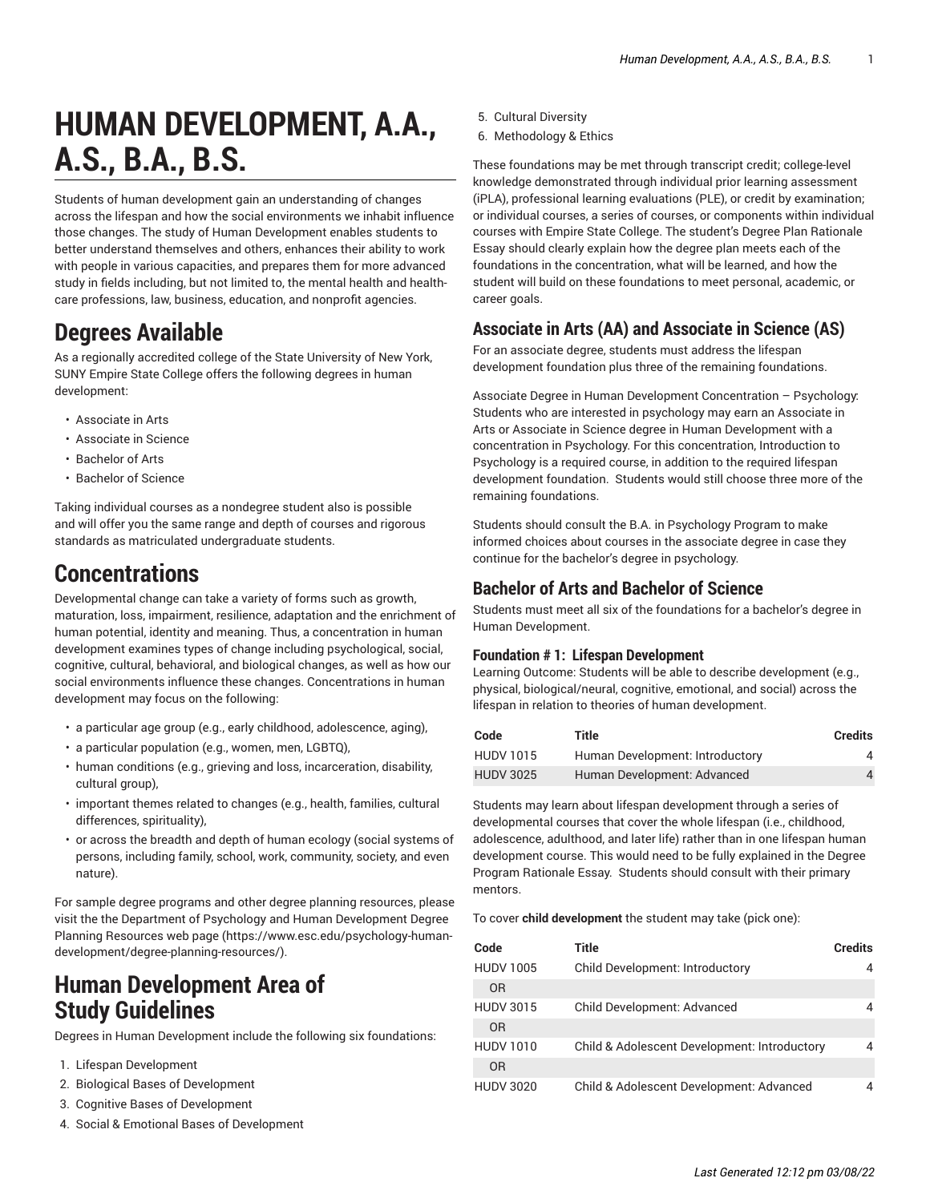# HUMAN DEVELOPMENT, A.A., A.S., B.A., B.S.

Students of human development gain an understanding of changes across the lifespan and how the social environments we inhabit influence those changes. The study of Human Development enables students to better understand themselves and others, enhances their ability to work with people in various capacities, and prepares them for more advanced study in fields including, but not limited to, the mental health and health-care professions, law, business, education, and nonprofit agencies.

## Degrees Available

As a regionally accredited college of the State University of New York, SUNY Empire State College offers the following degrees in human development:

- Associate in Arts
- Associate in Science
- Bachelor of Arts
- Bachelor of Science

Taking individual courses as a nondegree student also is possible and will offer you the same range and depth of courses and rigorous standards as matriculated undergraduate students.

## Concentrations

Developmental change can take a variety of forms such as growth, maturation, loss, impairment, resilience, adaptation and the enrichment of human potential, identity and meaning. Thus, a concentration in human development examines types of change including psychological, social, cognitive, cultural, behavioral, and biological changes, as well as how our social environments influence these changes. Concentrations in human development may focus on the following:

- a particular age group (e.g., early childhood, adolescence, aging),
- a particular population (e.g., women, men, LGBTQ),
- human conditions (e.g., grieving and loss, incarceration, disability, cultural group),
- important themes related to changes (e.g., health, families, cultural differences, spirituality),
- or across the breadth and depth of human ecology (social systems of persons, including family, school, work, community, society, and even nature).

For sample degree programs and other degree planning resources, please visit the the Department of Psychology and Human Development Degree Planning Resources web page (https://www.esc.edu/psychology-human-development/degree-planning-resources/).

## Human Development Area of Study Guidelines

Degrees in Human Development include the following six foundations:

1. Lifespan Development
2. Biological Bases of Development
3. Cognitive Bases of Development
4. Social & Emotional Bases of Development
5. Cultural Diversity
6. Methodology & Ethics

These foundations may be met through transcript credit; college-level knowledge demonstrated through individual prior learning assessment (iPLA), professional learning evaluations (PLE), or credit by examination; or individual courses, a series of courses, or components within individual courses with Empire State College. The student's Degree Plan Rationale Essay should clearly explain how the degree plan meets each of the foundations in the concentration, what will be learned, and how the student will build on these foundations to meet personal, academic, or career goals.

### Associate in Arts (AA) and Associate in Science (AS)

For an associate degree, students must address the lifespan development foundation plus three of the remaining foundations.

Associate Degree in Human Development Concentration – Psychology: Students who are interested in psychology may earn an Associate in Arts or Associate in Science degree in Human Development with a concentration in Psychology. For this concentration, Introduction to Psychology is a required course, in addition to the required lifespan development foundation. Students would still choose three more of the remaining foundations.

Students should consult the B.A. in Psychology Program to make informed choices about courses in the associate degree in case they continue for the bachelor's degree in psychology.

### Bachelor of Arts and Bachelor of Science

Students must meet all six of the foundations for a bachelor's degree in Human Development.

#### Foundation # 1: Lifespan Development

Learning Outcome: Students will be able to describe development (e.g., physical, biological/neural, cognitive, emotional, and social) across the lifespan in relation to theories of human development.

| Code | Title | Credits |
|---|---|---|
| HUDV 1015 | Human Development: Introductory | 4 |
| HUDV 3025 | Human Development: Advanced | 4 |

Students may learn about lifespan development through a series of developmental courses that cover the whole lifespan (i.e., childhood, adolescence, adulthood, and later life) rather than in one lifespan human development course. This would need to be fully explained in the Degree Program Rationale Essay. Students should consult with their primary mentors.

To cover **child development** the student may take (pick one):

| Code | Title | Credits |
|---|---|---|
| HUDV 1005 | Child Development: Introductory | 4 |
| OR | | |
| HUDV 3015 | Child Development: Advanced | 4 |
| OR | | |
| HUDV 1010 | Child & Adolescent Development: Introductory | 4 |
| OR | | |
| HUDV 3020 | Child & Adolescent Development: Advanced | 4 |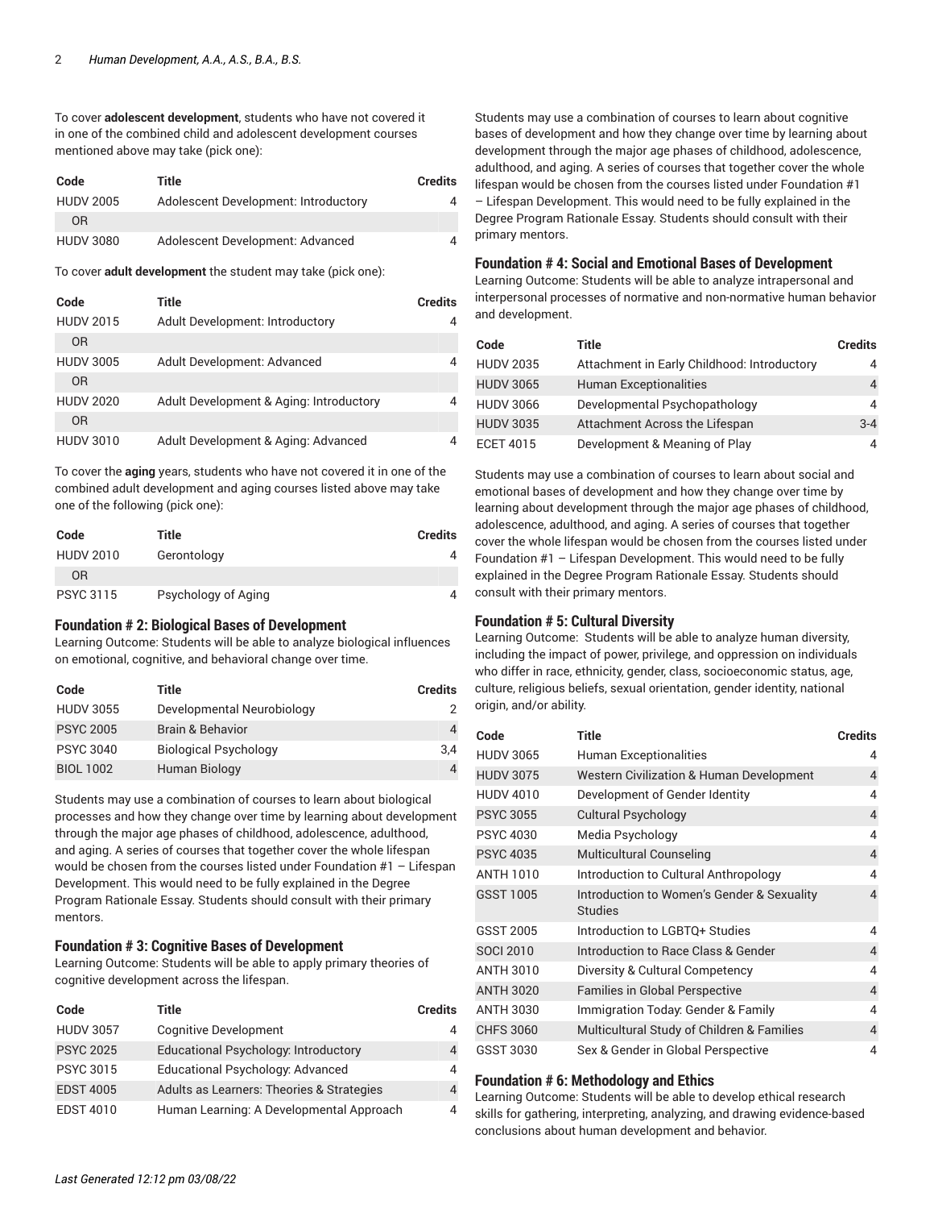To cover **adolescent development**, students who have not covered it in one of the combined child and adolescent development courses mentioned above may take (pick one):

| Code | Title | Credits |
| --- | --- | --- |
| HUDV 2005 | Adolescent Development: Introductory | 4 |
| OR | | |
| HUDV 3080 | Adolescent Development: Advanced | 4 |

To cover **adult development** the student may take (pick one):

| Code | Title | Credits |
| --- | --- | --- |
| HUDV 2015 | Adult Development: Introductory | 4 |
| OR | | |
| HUDV 3005 | Adult Development: Advanced | 4 |
| OR | | |
| HUDV 2020 | Adult Development & Aging: Introductory | 4 |
| OR | | |
| HUDV 3010 | Adult Development & Aging: Advanced | 4 |

To cover the **aging** years, students who have not covered it in one of the combined adult development and aging courses listed above may take one of the following (pick one):

| Code | Title | Credits |
| --- | --- | --- |
| HUDV 2010 | Gerontology | 4 |
| OR | | |
| PSYC 3115 | Psychology of Aging | 4 |

### Foundation # 2: Biological Bases of Development

Learning Outcome: Students will be able to analyze biological influences on emotional, cognitive, and behavioral change over time.

| Code | Title | Credits |
| --- | --- | --- |
| HUDV 3055 | Developmental Neurobiology | 2 |
| PSYC 2005 | Brain & Behavior | 4 |
| PSYC 3040 | Biological Psychology | 3,4 |
| BIOL 1002 | Human Biology | 4 |

Students may use a combination of courses to learn about biological processes and how they change over time by learning about development through the major age phases of childhood, adolescence, adulthood, and aging. A series of courses that together cover the whole lifespan would be chosen from the courses listed under Foundation #1 – Lifespan Development. This would need to be fully explained in the Degree Program Rationale Essay. Students should consult with their primary mentors.

### Foundation # 3: Cognitive Bases of Development

Learning Outcome: Students will be able to apply primary theories of cognitive development across the lifespan.

| Code | Title | Credits |
| --- | --- | --- |
| HUDV 3057 | Cognitive Development | 4 |
| PSYC 2025 | Educational Psychology: Introductory | 4 |
| PSYC 3015 | Educational Psychology: Advanced | 4 |
| EDST 4005 | Adults as Learners: Theories & Strategies | 4 |
| EDST 4010 | Human Learning: A Developmental Approach | 4 |

Students may use a combination of courses to learn about cognitive bases of development and how they change over time by learning about development through the major age phases of childhood, adolescence, adulthood, and aging. A series of courses that together cover the whole lifespan would be chosen from the courses listed under Foundation #1 – Lifespan Development. This would need to be fully explained in the Degree Program Rationale Essay. Students should consult with their primary mentors.

### Foundation # 4: Social and Emotional Bases of Development

Learning Outcome: Students will be able to analyze intrapersonal and interpersonal processes of normative and non-normative human behavior and development.

| Code | Title | Credits |
| --- | --- | --- |
| HUDV 2035 | Attachment in Early Childhood: Introductory | 4 |
| HUDV 3065 | Human Exceptionalities | 4 |
| HUDV 3066 | Developmental Psychopathology | 4 |
| HUDV 3035 | Attachment Across the Lifespan | 3-4 |
| ECET 4015 | Development & Meaning of Play | 4 |

Students may use a combination of courses to learn about social and emotional bases of development and how they change over time by learning about development through the major age phases of childhood, adolescence, adulthood, and aging. A series of courses that together cover the whole lifespan would be chosen from the courses listed under Foundation #1 – Lifespan Development. This would need to be fully explained in the Degree Program Rationale Essay. Students should consult with their primary mentors.

### Foundation # 5: Cultural Diversity

Learning Outcome: Students will be able to analyze human diversity, including the impact of power, privilege, and oppression on individuals who differ in race, ethnicity, gender, class, socioeconomic status, age, culture, religious beliefs, sexual orientation, gender identity, national origin, and/or ability.

| Code | Title | Credits |
| --- | --- | --- |
| HUDV 3065 | Human Exceptionalities | 4 |
| HUDV 3075 | Western Civilization & Human Development | 4 |
| HUDV 4010 | Development of Gender Identity | 4 |
| PSYC 3055 | Cultural Psychology | 4 |
| PSYC 4030 | Media Psychology | 4 |
| PSYC 4035 | Multicultural Counseling | 4 |
| ANTH 1010 | Introduction to Cultural Anthropology | 4 |
| GSST 1005 | Introduction to Women's Gender & Sexuality Studies | 4 |
| GSST 2005 | Introduction to LGBTQ+ Studies | 4 |
| SOCI 2010 | Introduction to Race Class & Gender | 4 |
| ANTH 3010 | Diversity & Cultural Competency | 4 |
| ANTH 3020 | Families in Global Perspective | 4 |
| ANTH 3030 | Immigration Today: Gender & Family | 4 |
| CHFS 3060 | Multicultural Study of Children & Families | 4 |
| GSST 3030 | Sex & Gender in Global Perspective | 4 |

### Foundation # 6: Methodology and Ethics

Learning Outcome: Students will be able to develop ethical research skills for gathering, interpreting, analyzing, and drawing evidence-based conclusions about human development and behavior.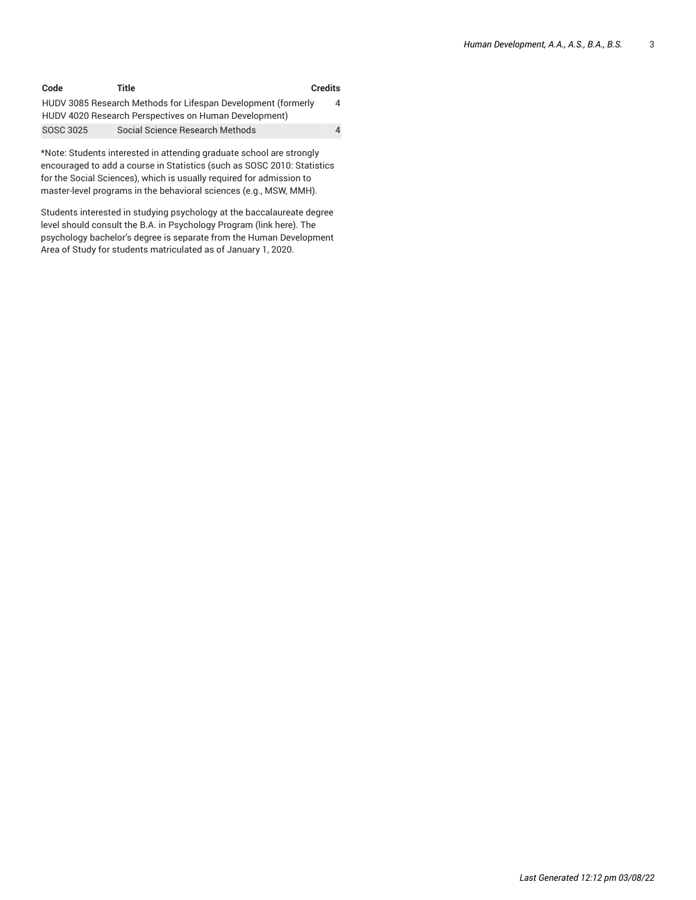| Code | Title | Credits |
| --- | --- | --- |
| HUDV 3085 | Research Methods for Lifespan Development (formerly HUDV 4020 Research Perspectives on Human Development) | 4 |
| SOSC 3025 | Social Science Research Methods | 4 |

*Note: Students interested in attending graduate school are strongly encouraged to add a course in Statistics (such as SOSC 2010: Statistics for the Social Sciences), which is usually required for admission to master-level programs in the behavioral sciences (e.g., MSW, MMH).

Students interested in studying psychology at the baccalaureate degree level should consult the B.A. in Psychology Program (link here). The psychology bachelor's degree is separate from the Human Development Area of Study for students matriculated as of January 1, 2020.